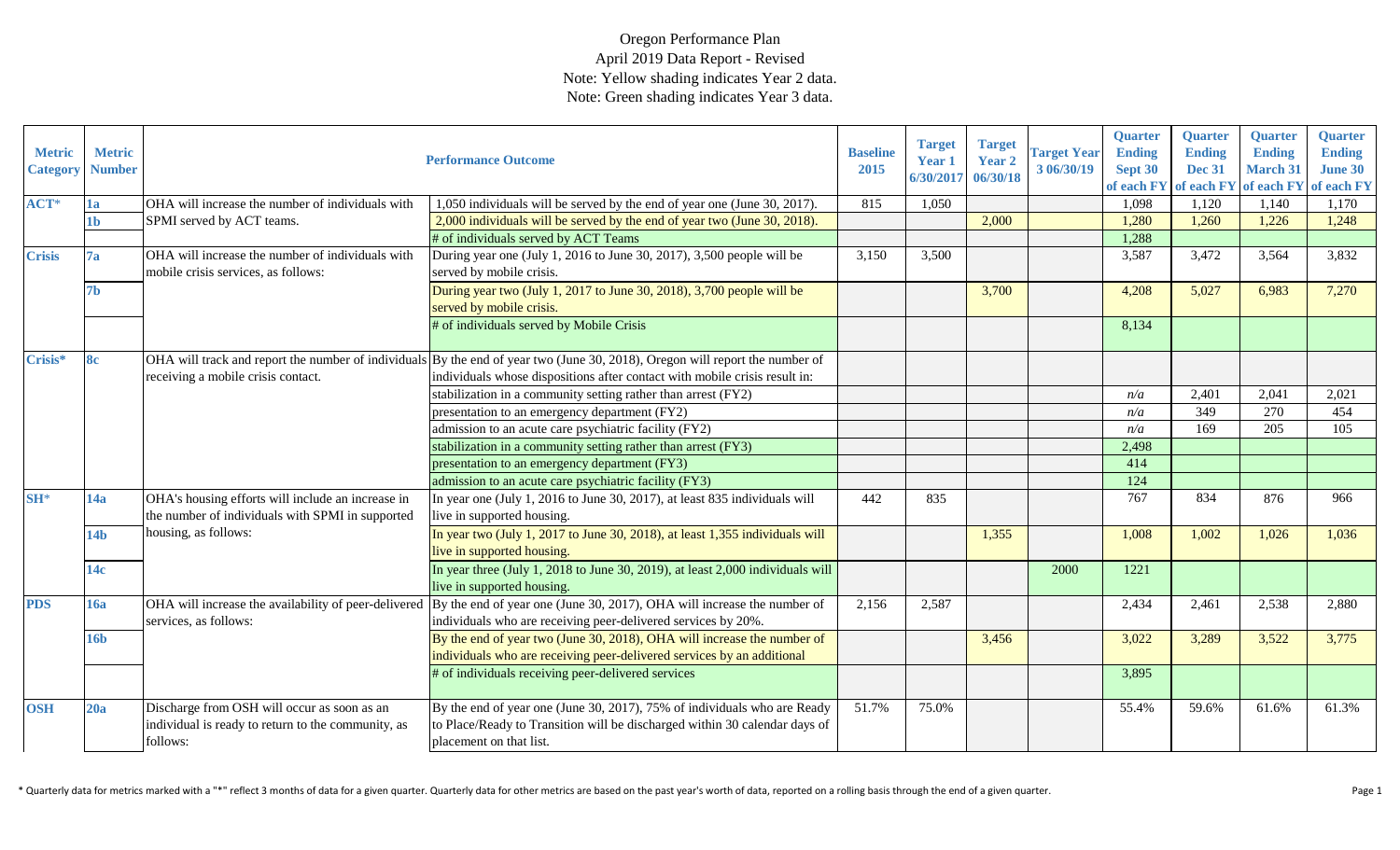# Oregon Performance Plan

April 2019 Data Report - Revised

Note: Yellow shading indicates Year 2 data.

Note: Green shading indicates Year 3 data.

| Metric Category | Metric Number | Performance Outcome | | Baseline 2015 | Target Year 1 6/30/2017 | Target Year 2 06/30/18 | Target Year 3 06/30/19 | Quarter Ending Sept 30 of each FY | Quarter Ending Dec 31 of each FY | Quarter Ending March 31 of each FY | Quarter Ending June 30 of each FY |
|---|---|---|---|---|---|---|---|---|---|---|---|
| ACT* | 1a | OHA will increase the number of individuals with SPMI served by ACT teams. | 1,050 individuals will be served by the end of year one (June 30, 2017). | 815 | 1,050 | | | 1,098 | 1,120 | 1,140 | 1,170 |
| | 1b | | 2,000 individuals will be served by the end of year two (June 30, 2018). | | | 2,000 | | 1,280 | 1,260 | 1,226 | 1,248 |
| | | | # of individuals served by ACT Teams | | | | | 1,288 | | | |
| Crisis | 7a | OHA will increase the number of individuals with mobile crisis services, as follows: | During year one (July 1, 2016 to June 30, 2017), 3,500 people will be served by mobile crisis. | 3,150 | 3,500 | | | 3,587 | 3,472 | 3,564 | 3,832 |
| | 7b | | During year two (July 1, 2017 to June 30, 2018), 3,700 people will be served by mobile crisis. | | | 3,700 | | 4,208 | 5,027 | 6,983 | 7,270 |
| | | | # of individuals served by Mobile Crisis | | | | | 8,134 | | | |
| Crisis* | 8c | OHA will track and report the number of individuals receiving a mobile crisis contact. | By the end of year two (June 30, 2018), Oregon will report the number of individuals whose dispositions after contact with mobile crisis result in: | | | | | | | | |
| | | | stabilization in a community setting rather than arrest (FY2) | | | | | n/a | 2,401 | 2,041 | 2,021 |
| | | | presentation to an emergency department (FY2) | | | | | n/a | 349 | 270 | 454 |
| | | | admission to an acute care psychiatric facility (FY2) | | | | | n/a | 169 | 205 | 105 |
| | | | stabilization in a community setting rather than arrest (FY3) | | | | | 2,498 | | | |
| | | | presentation to an emergency department (FY3) | | | | | 414 | | | |
| | | | admission to an acute care psychiatric facility (FY3) | | | | | 124 | | | |
| SH* | 14a | OHA's housing efforts will include an increase in the number of individuals with SPMI in supported housing, as follows: | In year one (July 1, 2016 to June 30, 2017), at least 835 individuals will live in supported housing. | 442 | 835 | | | 767 | 834 | 876 | 966 |
| | 14b | | In year two (July 1, 2017 to June 30, 2018), at least 1,355 individuals will live in supported housing. | | | 1,355 | | 1,008 | 1,002 | 1,026 | 1,036 |
| | 14c | | In year three (July 1, 2018 to June 30, 2019), at least 2,000 individuals will live in supported housing. | | | | 2000 | 1221 | | | |
| PDS | 16a | OHA will increase the availability of peer-delivered services, as follows: | By the end of year one (June 30, 2017), OHA will increase the number of individuals who are receiving peer-delivered services by 20%. | 2,156 | 2,587 | | | 2,434 | 2,461 | 2,538 | 2,880 |
| | 16b | | By the end of year two (June 30, 2018), OHA will increase the number of individuals who are receiving peer-delivered services by an additional | | | 3,456 | | 3,022 | 3,289 | 3,522 | 3,775 |
| | | | # of individuals receiving peer-delivered services | | | | | 3,895 | | | |
| OSH | 20a | Discharge from OSH will occur as soon as an individual is ready to return to the community, as follows: | By the end of year one (June 30, 2017), 75% of individuals who are Ready to Place/Ready to Transition will be discharged within 30 calendar days of placement on that list. | 51.7% | 75.0% | | | 55.4% | 59.6% | 61.6% | 61.3% |

\* Quarterly data for metrics marked with a "*" reflect 3 months of data for a given quarter. Quarterly data for other metrics are based on the past year's worth of data, reported on a rolling basis through the end of a given quarter.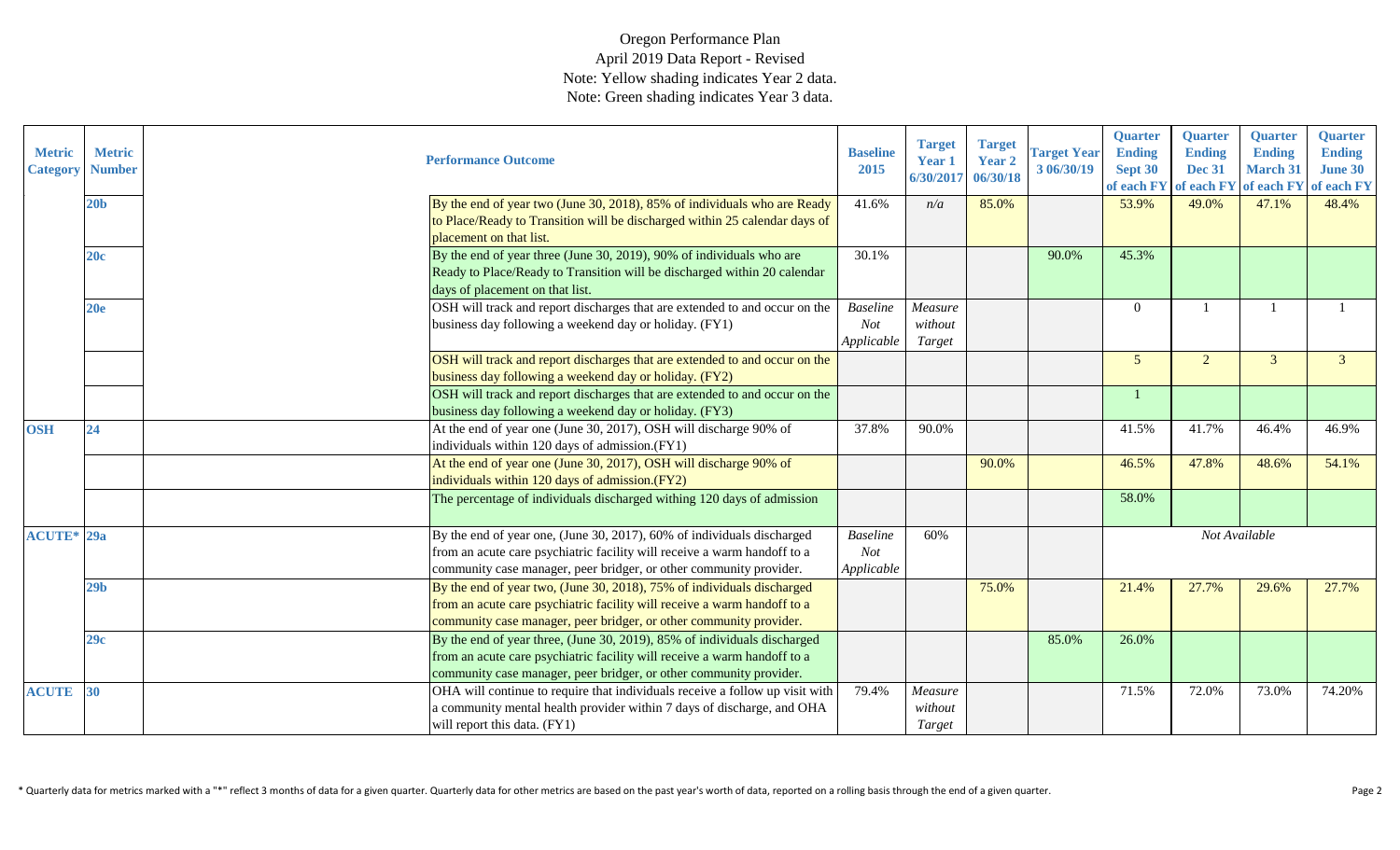Oregon Performance Plan
April 2019 Data Report - Revised
Note: Yellow shading indicates Year 2 data.
Note: Green shading indicates Year 3 data.

| Metric Category | Metric Number | Performance Outcome | Baseline 2015 | Target Year 1 6/30/2017 | Target Year 2 06/30/18 | Target Year 3 06/30/19 | Quarter Ending Sept 30 of each FY | Quarter Ending Dec 31 of each FY | Quarter Ending March 31 of each FY | Quarter Ending June 30 of each FY |
|---|---|---|---|---|---|---|---|---|---|---|
| | 20b | By the end of year two (June 30, 2018), 85% of individuals who are Ready to Place/Ready to Transition will be discharged within 25 calendar days of placement on that list. | 41.6% | *n/a* | 85.0% | | 53.9% | 49.0% | 47.1% | 48.4% |
| | 20c | By the end of year three (June 30, 2019), 90% of individuals who are Ready to Place/Ready to Transition will be discharged within 20 calendar days of placement on that list. | 30.1% | | | 90.0% | 45.3% | | | |
| | 20e | OSH will track and report discharges that are extended to and occur on the business day following a weekend day or holiday. (FY1) | *Baseline Not Applicable* | *Measure without Target* | | | 0 | 1 | 1 | 1 |
| | | OSH will track and report discharges that are extended to and occur on the business day following a weekend day or holiday. (FY2) | | | | | 5 | 2 | 3 | 3 |
| | | OSH will track and report discharges that are extended to and occur on the business day following a weekend day or holiday. (FY3) | | | | | 1 | | | |
| OSH | 24 | At the end of year one (June 30, 2017), OSH will discharge 90% of individuals within 120 days of admission.(FY1) | 37.8% | 90.0% | | | 41.5% | 41.7% | 46.4% | 46.9% |
| | | At the end of year one (June 30, 2017), OSH will discharge 90% of individuals within 120 days of admission.(FY2) | | | 90.0% | | 46.5% | 47.8% | 48.6% | 54.1% |
| | | The percentage of individuals discharged withing 120 days of admission | | | | | 58.0% | | | |
| ACUTE* | 29a | By the end of year one, (June 30, 2017), 60% of individuals discharged from an acute care psychiatric facility will receive a warm handoff to a community case manager, peer bridger, or other community provider. | *Baseline Not Applicable* | 60% | | | *Not Available* | | | |
| | 29b | By the end of year two, (June 30, 2018), 75% of individuals discharged from an acute care psychiatric facility will receive a warm handoff to a community case manager, peer bridger, or other community provider. | | | 75.0% | | 21.4% | 27.7% | 29.6% | 27.7% |
| | 29c | By the end of year three, (June 30, 2019), 85% of individuals discharged from an acute care psychiatric facility will receive a warm handoff to a community case manager, peer bridger, or other community provider. | | | | 85.0% | 26.0% | | | |
| ACUTE | 30 | OHA will continue to require that individuals receive a follow up visit with a community mental health provider within 7 days of discharge, and OHA will report this data. (FY1) | 79.4% | *Measure without Target* | | | 71.5% | 72.0% | 73.0% | 74.20% |

\* Quarterly data for metrics marked with a "*" reflect 3 months of data for a given quarter. Quarterly data for other metrics are based on the past year's worth of data, reported on a rolling basis through the end of a given quarter.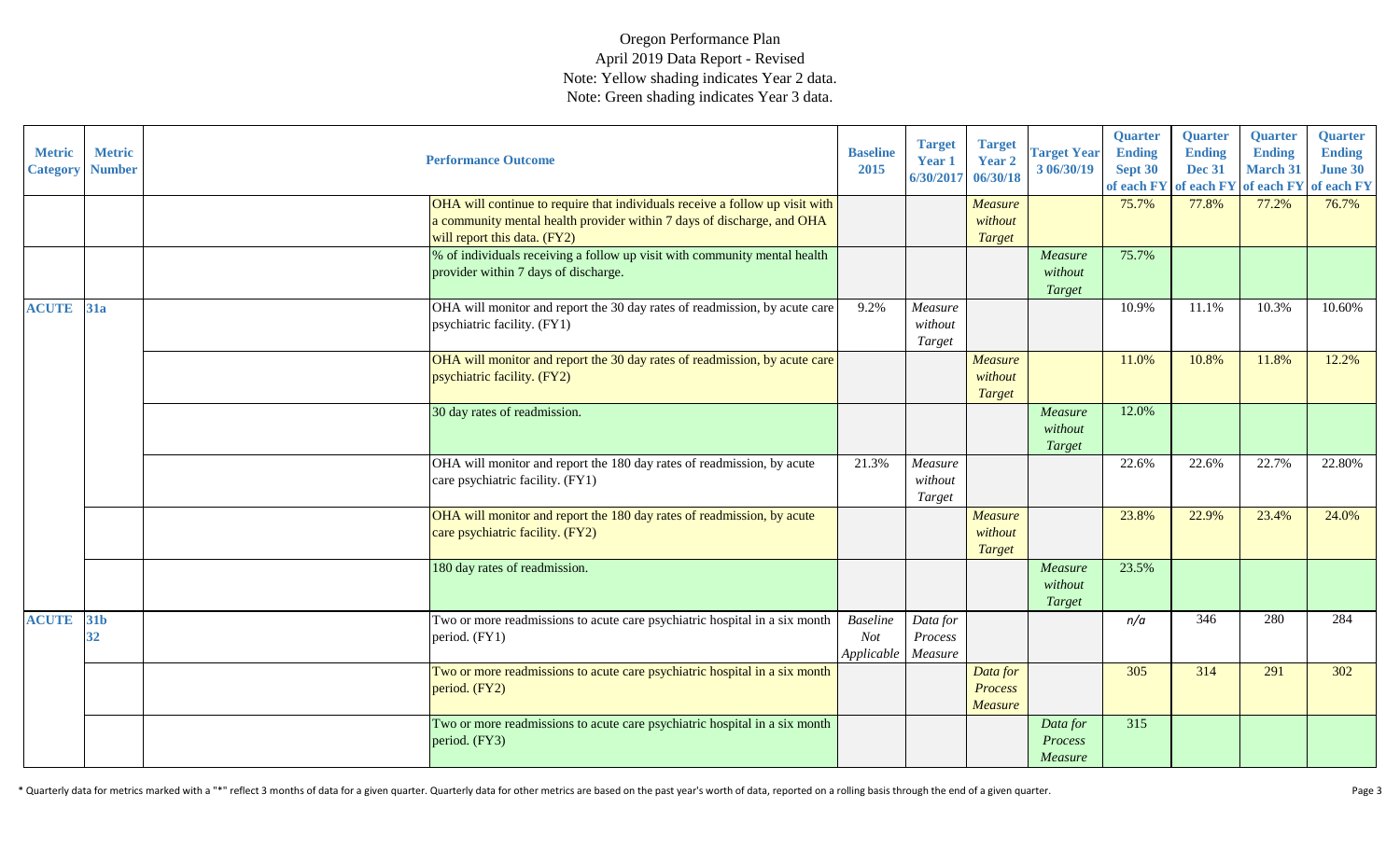Oregon Performance Plan
April 2019 Data Report - Revised
Note: Yellow shading indicates Year 2 data.
Note: Green shading indicates Year 3 data.

| Metric Category | Metric Number | | Performance Outcome | Baseline 2015 | Target Year 1 6/30/2017 | Target Year 2 06/30/18 | Target Year 3 06/30/19 | Quarter Ending Sept 30 of each FY | Quarter Ending Dec 31 of each FY | Quarter Ending March 31 of each FY | Quarter Ending June 30 of each FY |
|---|---|---|---|---|---|---|---|---|---|---|---|
| | | | OHA will continue to require that individuals receive a follow up visit with a community mental health provider within 7 days of discharge, and OHA will report this data. (FY2) | | | *Measure without Target* | | 75.7% | 77.8% | 77.2% | 76.7% |
| | | | % of individuals receiving a follow up visit with community mental health provider within 7 days of discharge. | | | | *Measure without Target* | 75.7% | | | |
| ACUTE | 31a | | OHA will monitor and report the 30 day rates of readmission, by acute care psychiatric facility. (FY1) | 9.2% | *Measure without Target* | | | 10.9% | 11.1% | 10.3% | 10.60% |
| | | | OHA will monitor and report the 30 day rates of readmission, by acute care psychiatric facility. (FY2) | | | *Measure without Target* | | 11.0% | 10.8% | 11.8% | 12.2% |
| | | | 30 day rates of readmission. | | | | *Measure without Target* | 12.0% | | | |
| | | | OHA will monitor and report the 180 day rates of readmission, by acute care psychiatric facility. (FY1) | 21.3% | *Measure without Target* | | | 22.6% | 22.6% | 22.7% | 22.80% |
| | | | OHA will monitor and report the 180 day rates of readmission, by acute care psychiatric facility. (FY2) | | | *Measure without Target* | | 23.8% | 22.9% | 23.4% | 24.0% |
| | | | 180 day rates of readmission. | | | | *Measure without Target* | 23.5% | | | |
| ACUTE | 31b 32 | | Two or more readmissions to acute care psychiatric hospital in a six month period. (FY1) | *Baseline Not Applicable* | *Data for Process Measure* | | | *n/a* | 346 | 280 | 284 |
| | | | Two or more readmissions to acute care psychiatric hospital in a six month period. (FY2) | | | *Data for Process Measure* | | 305 | 314 | 291 | 302 |
| | | | Two or more readmissions to acute care psychiatric hospital in a six month period. (FY3) | | | | *Data for Process Measure* | 315 | | | |

\* Quarterly data for metrics marked with a "*" reflect 3 months of data for a given quarter. Quarterly data for other metrics are based on the past year's worth of data, reported on a rolling basis through the end of a given quarter.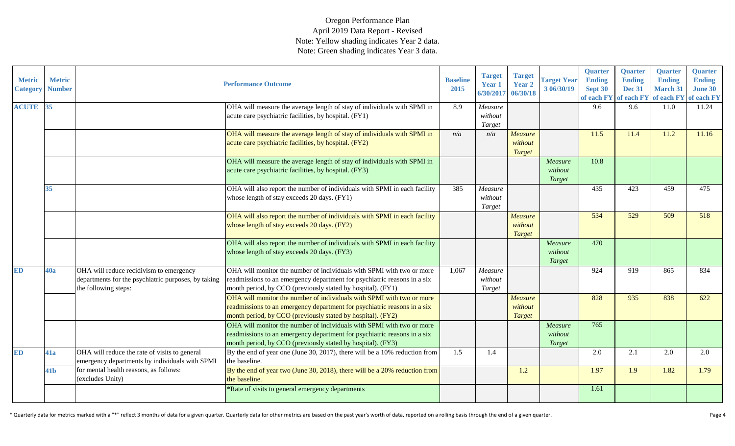Oregon Performance Plan
April 2019 Data Report - Revised
Note: Yellow shading indicates Year 2 data.
Note: Green shading indicates Year 3 data.

| Metric Category | Metric Number | | Performance Outcome | Baseline 2015 | Target Year 1 6/30/2017 | Target Year 2 06/30/18 | Target Year 3 06/30/19 | Quarter Ending Sept 30 of each FY | Quarter Ending Dec 31 of each FY | Quarter Ending March 31 of each FY | Quarter Ending June 30 of each FY |
|---|---|---|---|---|---|---|---|---|---|---|---|
| ACUTE | 35 | | OHA will measure the average length of stay of individuals with SPMI in acute care psychiatric facilities, by hospital. (FY1) | 8.9 | *Measure without Target* | | | 9.6 | 9.6 | 11.0 | 11.24 |
| | | | OHA will measure the average length of stay of individuals with SPMI in acute care psychiatric facilities, by hospital. (FY2) | *n/a* | *n/a* | *Measure without Target* | | 11.5 | 11.4 | 11.2 | 11.16 |
| | | | OHA will measure the average length of stay of individuals with SPMI in acute care psychiatric facilities, by hospital. (FY3) | | | | *Measure without Target* | 10.8 | | | |
| | 35 | | OHA will also report the number of individuals with SPMI in each facility whose length of stay exceeds 20 days. (FY1) | 385 | *Measure without Target* | | | 435 | 423 | 459 | 475 |
| | | | OHA will also report the number of individuals with SPMI in each facility whose length of stay exceeds 20 days. (FY2) | | | *Measure without Target* | | 534 | 529 | 509 | 518 |
| | | | OHA will also report the number of individuals with SPMI in each facility whose length of stay exceeds 20 days. (FY3) | | | | *Measure without Target* | 470 | | | |
| ED | 40a | OHA will reduce recidivism to emergency departments for the psychiatric purposes, by taking the following steps: | OHA will monitor the number of individuals with SPMI with two or more readmissions to an emergency department for psychiatric reasons in a six month period, by CCO (previously stated by hospital). (FY1) | 1,067 | *Measure without Target* | | | 924 | 919 | 865 | 834 |
| | | | OHA will monitor the number of individuals with SPMI with two or more readmissions to an emergency department for psychiatric reasons in a six month period, by CCO (previously stated by hospital). (FY2) | | | *Measure without Target* | | 828 | 935 | 838 | 622 |
| | | | OHA will monitor the number of individuals with SPMI with two or more readmissions to an emergency department for psychiatric reasons in a six month period, by CCO (previously stated by hospital). (FY3) | | | | *Measure without Target* | 765 | | | |
| ED | 41a | OHA will reduce the rate of visits to general emergency departments by individuals with SPMI for mental health reasons, as follows: (excludes Unity) | By the end of year one (June 30, 2017), there will be a 10% reduction from the baseline. | 1.5 | 1.4 | | | 2.0 | 2.1 | 2.0 | 2.0 |
| | 41b | | By the end of year two (June 30, 2018), there will be a 20% reduction from the baseline. | | | 1.2 | | 1.97 | 1.9 | 1.82 | 1.79 |
| | | | *Rate of visits to general emergency departments | | | | | 1.61 | | | |

\* Quarterly data for metrics marked with a "*" reflect 3 months of data for a given quarter. Quarterly data for other metrics are based on the past year's worth of data, reported on a rolling basis through the end of a given quarter.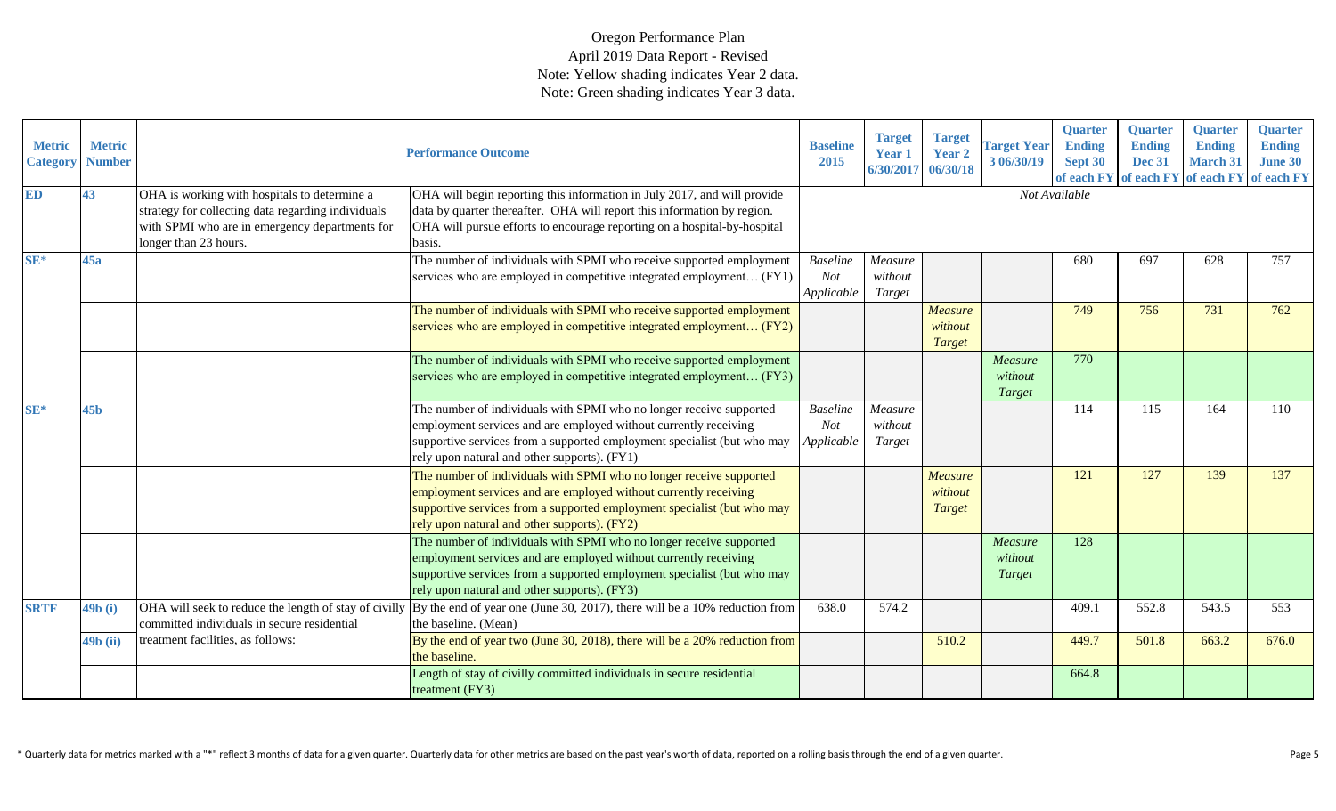Oregon Performance Plan
April 2019 Data Report - Revised
Note: Yellow shading indicates Year 2 data.
Note: Green shading indicates Year 3 data.

| Metric Category | Metric Number | Performance Outcome | | Baseline 2015 | Target Year 1 6/30/2017 | Target Year 2 06/30/18 | Target Year 3 06/30/19 | Quarter Ending Sept 30 of each FY | Quarter Ending Dec 31 of each FY | Quarter Ending March 31 of each FY | Quarter Ending June 30 of each FY |
|---|---|---|---|---|---|---|---|---|---|---|---|
| ED | 43 | OHA is working with hospitals to determine a strategy for collecting data regarding individuals with SPMI who are in emergency departments for longer than 23 hours. | OHA will begin reporting this information in July 2017, and will provide data by quarter thereafter. OHA will report this information by region. OHA will pursue efforts to encourage reporting on a hospital-by-hospital basis. | *Not Available* | | | | | | | |
| SE* | 45a | | The number of individuals with SPMI who receive supported employment services who are employed in competitive integrated employment… (FY1) | *Baseline Not Applicable* | *Measure without Target* | | | 680 | 697 | 628 | 757 |
| | | | The number of individuals with SPMI who receive supported employment services who are employed in competitive integrated employment… (FY2) | | | *Measure without Target* | | 749 | 756 | 731 | 762 |
| | | | The number of individuals with SPMI who receive supported employment services who are employed in competitive integrated employment… (FY3) | | | | *Measure without Target* | 770 | | | |
| SE* | 45b | | The number of individuals with SPMI who no longer receive supported employment services and are employed without currently receiving supportive services from a supported employment specialist (but who may rely upon natural and other supports). (FY1) | *Baseline Not Applicable* | *Measure without Target* | | | 114 | 115 | 164 | 110 |
| | | | The number of individuals with SPMI who no longer receive supported employment services and are employed without currently receiving supportive services from a supported employment specialist (but who may rely upon natural and other supports). (FY2) | | | *Measure without Target* | | 121 | 127 | 139 | 137 |
| | | | The number of individuals with SPMI who no longer receive supported employment services and are employed without currently receiving supportive services from a supported employment specialist (but who may rely upon natural and other supports). (FY3) | | | | *Measure without Target* | 128 | | | |
| SRTF | 49b (i) | OHA will seek to reduce the length of stay of civilly committed individuals in secure residential treatment facilities, as follows: | By the end of year one (June 30, 2017), there will be a 10% reduction from the baseline. (Mean) | 638.0 | 574.2 | | | 409.1 | 552.8 | 543.5 | 553 |
| | 49b (ii) | | By the end of year two (June 30, 2018), there will be a 20% reduction from the baseline. | | | 510.2 | | 449.7 | 501.8 | 663.2 | 676.0 |
| | | | Length of stay of civilly committed individuals in secure residential treatment (FY3) | | | | | 664.8 | | | |

\* Quarterly data for metrics marked with a "*" reflect 3 months of data for a given quarter. Quarterly data for other metrics are based on the past year's worth of data, reported on a rolling basis through the end of a given quarter.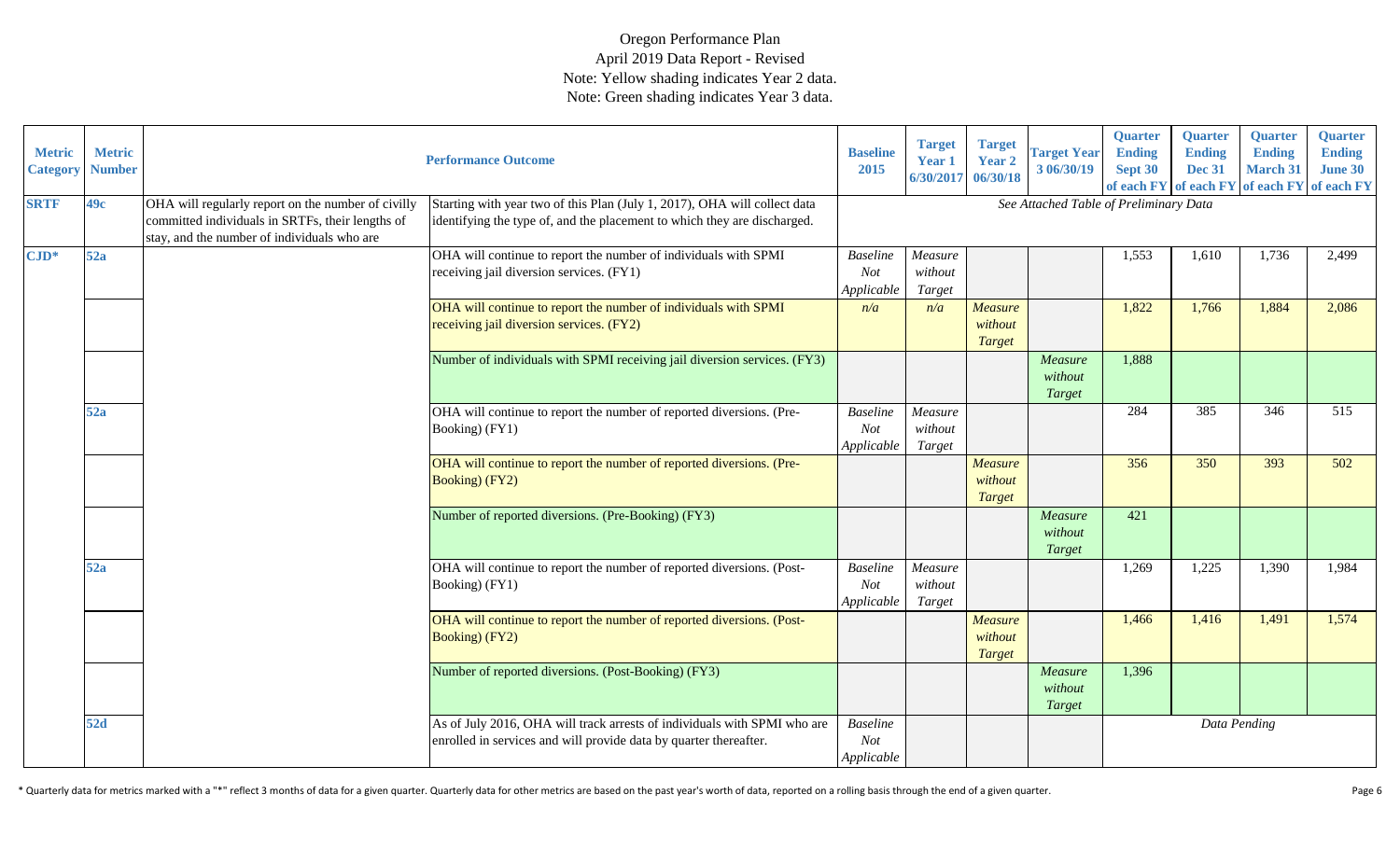# Oregon Performance Plan

April 2019 Data Report - Revised

Note: Yellow shading indicates Year 2 data.

Note: Green shading indicates Year 3 data.

| Metric Category | Metric Number | Performance Outcome | | Baseline 2015 | Target Year 1 6/30/2017 | Target Year 2 06/30/18 | Target Year 3 06/30/19 | Quarter Ending Sept 30 of each FY | Quarter Ending Dec 31 of each FY | Quarter Ending March 31 of each FY | Quarter Ending June 30 of each FY |
|---|---|---|---|---|---|---|---|---|---|---|---|
| SRTF | 49c | OHA will regularly report on the number of civilly committed individuals in SRTFs, their lengths of stay, and the number of individuals who are | Starting with year two of this Plan (July 1, 2017), OHA will collect data identifying the type of, and the placement to which they are discharged. | *See Attached Table of Preliminary Data* | | | | | | | |
| CJD* | 52a | | OHA will continue to report the number of individuals with SPMI receiving jail diversion services. (FY1) | *Baseline Not Applicable* | *Measure without Target* | | | 1,553 | 1,610 | 1,736 | 2,499 |
| | | | OHA will continue to report the number of individuals with SPMI receiving jail diversion services. (FY2) | *n/a* | *n/a* | *Measure without Target* | | 1,822 | 1,766 | 1,884 | 2,086 |
| | | | Number of individuals with SPMI receiving jail diversion services. (FY3) | | | | *Measure without Target* | 1,888 | | | |
| | 52a | | OHA will continue to report the number of reported diversions. (Pre-Booking) (FY1) | *Baseline Not Applicable* | *Measure without Target* | | | 284 | 385 | 346 | 515 |
| | | | OHA will continue to report the number of reported diversions. (Pre-Booking) (FY2) | | | *Measure without Target* | | 356 | 350 | 393 | 502 |
| | | | Number of reported diversions. (Pre-Booking) (FY3) | | | | *Measure without Target* | 421 | | | |
| | 52a | | OHA will continue to report the number of reported diversions. (Post-Booking) (FY1) | *Baseline Not Applicable* | *Measure without Target* | | | 1,269 | 1,225 | 1,390 | 1,984 |
| | | | OHA will continue to report the number of reported diversions. (Post-Booking) (FY2) | | | *Measure without Target* | | 1,466 | 1,416 | 1,491 | 1,574 |
| | | | Number of reported diversions. (Post-Booking) (FY3) | | | | *Measure without Target* | 1,396 | | | |
| | 52d | | As of July 2016, OHA will track arrests of individuals with SPMI who are enrolled in services and will provide data by quarter thereafter. | *Baseline Not Applicable* | | | | *Data Pending* | | | |

\* Quarterly data for metrics marked with a "*" reflect 3 months of data for a given quarter. Quarterly data for other metrics are based on the past year's worth of data, reported on a rolling basis through the end of a given quarter.